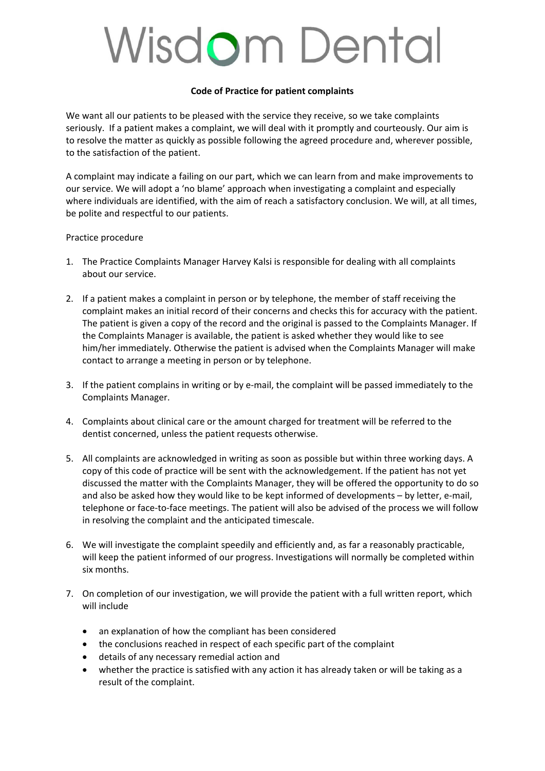# Wisdom Dental

**Code of Practice for patient complaints**

We want all our patients to be pleased with the service they receive, so we take complaints seriously. If a patient makes a complaint, we will deal with it promptly and courteously. Our aim is to resolve the matter as quickly as possible following the agreed procedure and, wherever possible, to the satisfaction of the patient.

A complaint may indicate a failing on our part, which we can learn from and make improvements to our service. We will adopt a 'no blame' approach when investigating a complaint and especially where individuals are identified, with the aim of reach a satisfactory conclusion. We will, at all times, be polite and respectful to our patients.

Practice procedure

1. The Practice Complaints Manager Harvey Kalsi is responsible for dealing with all complaints about our service.

2. If a patient makes a complaint in person or by telephone, the member of staff receiving the complaint makes an initial record of their concerns and checks this for accuracy with the patient. The patient is given a copy of the record and the original is passed to the Complaints Manager. If the Complaints Manager is available, the patient is asked whether they would like to see him/her immediately. Otherwise the patient is advised when the Complaints Manager will make contact to arrange a meeting in person or by telephone.

3. If the patient complains in writing or by e-mail, the complaint will be passed immediately to the Complaints Manager.

4. Complaints about clinical care or the amount charged for treatment will be referred to the dentist concerned, unless the patient requests otherwise.

5. All complaints are acknowledged in writing as soon as possible but within three working days. A copy of this code of practice will be sent with the acknowledgement. If the patient has not yet discussed the matter with the Complaints Manager, they will be offered the opportunity to do so and also be asked how they would like to be kept informed of developments – by letter, e-mail, telephone or face-to-face meetings. The patient will also be advised of the process we will follow in resolving the complaint and the anticipated timescale.

6. We will investigate the complaint speedily and efficiently and, as far a reasonably practicable, will keep the patient informed of our progress. Investigations will normally be completed within six months.

7. On completion of our investigation, we will provide the patient with a full written report, which will include

   - an explanation of how the compliant has been considered
   - the conclusions reached in respect of each specific part of the complaint
   - details of any necessary remedial action and
   - whether the practice is satisfied with any action it has already taken or will be taking as a result of the complaint.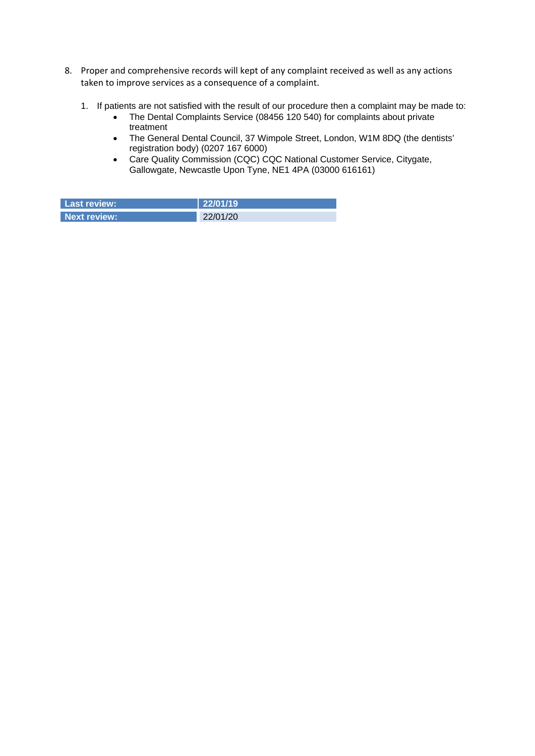8. Proper and comprehensive records will kept of any complaint received as well as any actions taken to improve services as a consequence of a complaint.

    1. If patients are not satisfied with the result of our procedure then a complaint may be made to:
        - The Dental Complaints Service (08456 120 540) for complaints about private treatment
        - The General Dental Council, 37 Wimpole Street, London, W1M 8DQ (the dentists' registration body) (0207 167 6000)
        - Care Quality Commission (CQC) CQC National Customer Service, Citygate, Gallowgate, Newcastle Upon Tyne, NE1 4PA (03000 616161)

| | |
|---|---|
| **Last review:** | **22/01/19** |
| **Next review:** | 22/01/20 |